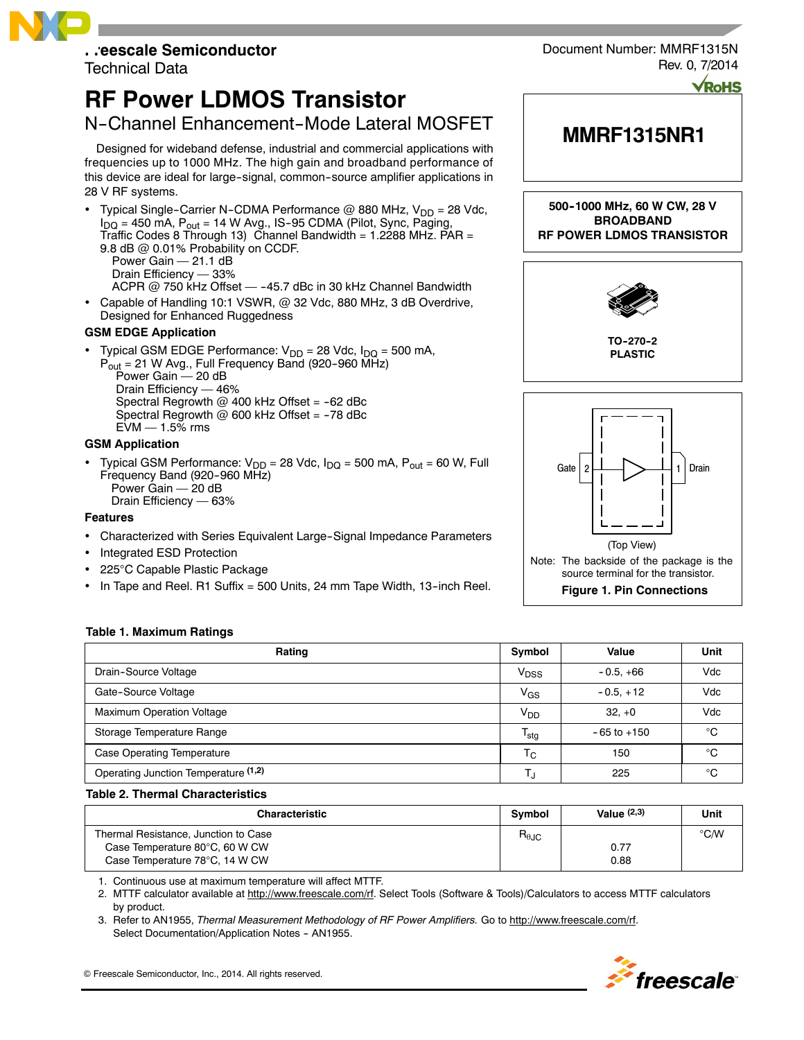Freescale Semiconductor
Technical Data

Document Number: MMRF1315N
Rev. 0, 7/2014

√RoHS

# RF Power LDMOS Transistor

## N-Channel Enhancement-Mode Lateral MOSFET

Designed for wideband defense, industrial and commercial applications with frequencies up to 1000 MHz. The high gain and broadband performance of this device are ideal for large-signal, common-source amplifier applications in 28 V RF systems.

- Typical Single-Carrier N-CDMA Performance @ 880 MHz, $V_{DD}$ = 28 Vdc, $I_{DQ}$ = 450 mA, $P_{out}$ = 14 W Avg., IS-95 CDMA (Pilot, Sync, Paging, Traffic Codes 8 Through 13) Channel Bandwidth = 1.2288 MHz. PAR = 9.8 dB @ 0.01% Probability on CCDF.
  Power Gain — 21.1 dB
  Drain Efficiency — 33%
  ACPR @ 750 kHz Offset — -45.7 dBc in 30 kHz Channel Bandwidth
- Capable of Handling 10:1 VSWR, @ 32 Vdc, 880 MHz, 3 dB Overdrive, Designed for Enhanced Ruggedness

### GSM EDGE Application

- Typical GSM EDGE Performance: $V_{DD}$ = 28 Vdc, $I_{DQ}$ = 500 mA, $P_{out}$ = 21 W Avg., Full Frequency Band (920-960 MHz)
  Power Gain — 20 dB
  Drain Efficiency — 46%
  Spectral Regrowth @ 400 kHz Offset = -62 dBc
  Spectral Regrowth @ 600 kHz Offset = -78 dBc
  EVM — 1.5% rms

### GSM Application

- Typical GSM Performance: $V_{DD}$ = 28 Vdc, $I_{DQ}$ = 500 mA, $P_{out}$ = 60 W, Full Frequency Band (920-960 MHz)
  Power Gain — 20 dB
  Drain Efficiency — 63%

### Features

- Characterized with Series Equivalent Large-Signal Impedance Parameters
- Integrated ESD Protection
- 225°C Capable Plastic Package
- In Tape and Reel. R1 Suffix = 500 Units, 24 mm Tape Width, 13-inch Reel.

**MMRF1315NR1**

**500-1000 MHz, 60 W CW, 28 V BROADBAND RF POWER LDMOS TRANSISTOR**

**TO-270-2 PLASTIC**

Gate 2 | 1 Drain

(Top View)

Note: The backside of the package is the source terminal for the transistor.

**Figure 1. Pin Connections**

**Table 1. Maximum Ratings**

| Rating | Symbol | Value | Unit |
|---|---|---|---|
| Drain-Source Voltage | $V_{DSS}$ | -0.5, +66 | Vdc |
| Gate-Source Voltage | $V_{GS}$ | -0.5, +12 | Vdc |
| Maximum Operation Voltage | $V_{DD}$ | 32, +0 | Vdc |
| Storage Temperature Range | $T_{stg}$ | -65 to +150 | °C |
| Case Operating Temperature | $T_C$ | 150 | °C |
| Operating Junction Temperature (1,2) | $T_J$ | 225 | °C |

**Table 2. Thermal Characteristics**

| Characteristic | Symbol | Value (2,3) | Unit |
|---|---|---|---|
| Thermal Resistance, Junction to Case<br>Case Temperature 80°C, 60 W CW<br>Case Temperature 78°C, 14 W CW | $R_{\theta JC}$ | <br>0.77<br>0.88 | °C/W |

1. Continuous use at maximum temperature will affect MTTF.
2. MTTF calculator available at http://www.freescale.com/rf. Select Tools (Software & Tools)/Calculators to access MTTF calculators by product.
3. Refer to AN1955, *Thermal Measurement Methodology of RF Power Amplifiers.* Go to http://www.freescale.com/rf. Select Documentation/Application Notes - AN1955.

© Freescale Semiconductor, Inc., 2014. All rights reserved.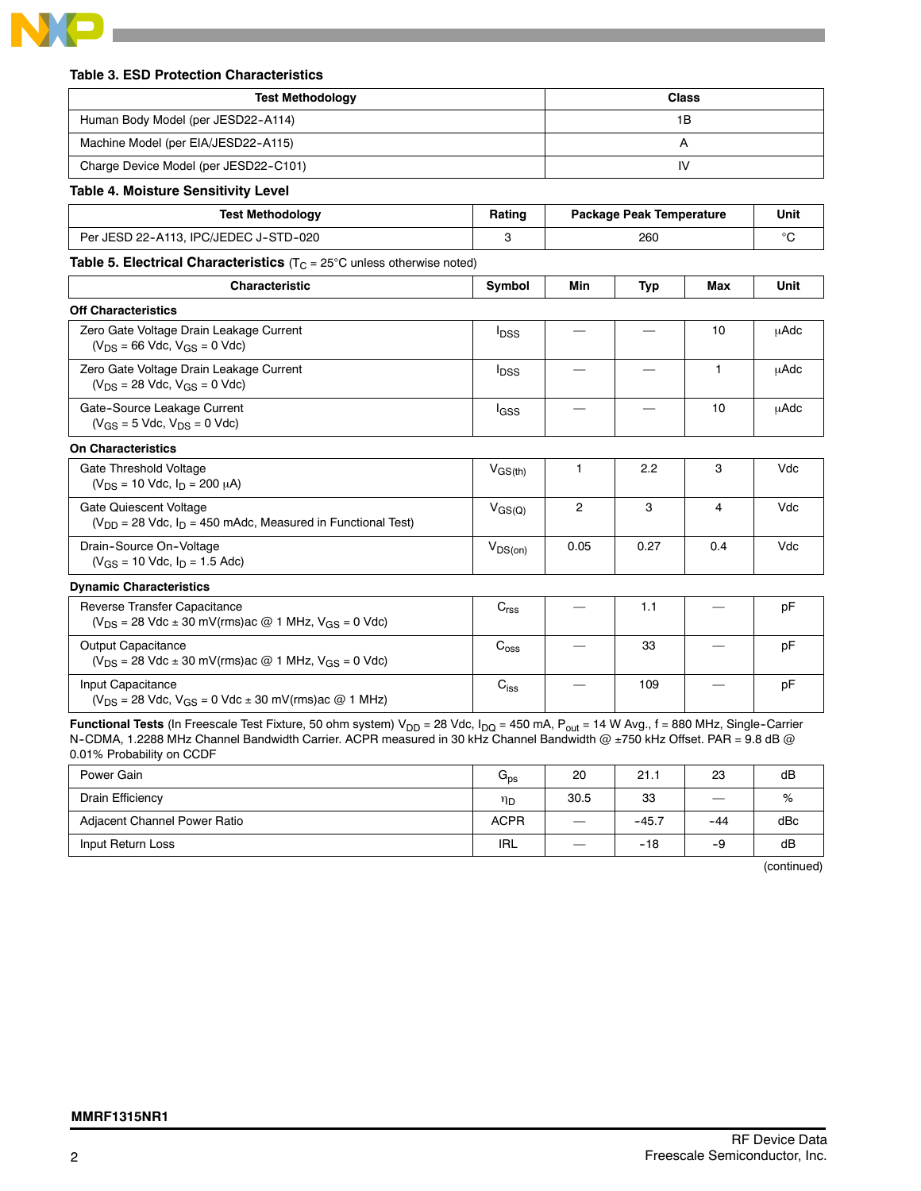**Table 3. ESD Protection Characteristics**

| Test Methodology | Class |
|---|---|
| Human Body Model (per JESD22-A114) | 1B |
| Machine Model (per EIA/JESD22-A115) | A |
| Charge Device Model (per JESD22-C101) | IV |

**Table 4. Moisture Sensitivity Level**

| Test Methodology | Rating | Package Peak Temperature | Unit |
|---|---|---|---|
| Per JESD 22-A113, IPC/JEDEC J-STD-020 | 3 | 260 | °C |

**Table 5. Electrical Characteristics** ($T_C$ = 25°C unless otherwise noted)

| Characteristic | Symbol | Min | Typ | Max | Unit |
|---|---|---|---|---|---|
| **Off Characteristics** | | | | | |
| Zero Gate Voltage Drain Leakage Current ($V_{DS}$ = 66 Vdc, $V_{GS}$ = 0 Vdc) | $I_{DSS}$ | — | — | 10 | μAdc |
| Zero Gate Voltage Drain Leakage Current ($V_{DS}$ = 28 Vdc, $V_{GS}$ = 0 Vdc) | $I_{DSS}$ | — | — | 1 | μAdc |
| Gate-Source Leakage Current ($V_{GS}$ = 5 Vdc, $V_{DS}$ = 0 Vdc) | $I_{GSS}$ | — | — | 10 | μAdc |
| **On Characteristics** | | | | | |
| Gate Threshold Voltage ($V_{DS}$ = 10 Vdc, $I_D$ = 200 μA) | $V_{GS(th)}$ | 1 | 2.2 | 3 | Vdc |
| Gate Quiescent Voltage ($V_{DD}$ = 28 Vdc, $I_D$ = 450 mAdc, Measured in Functional Test) | $V_{GS(Q)}$ | 2 | 3 | 4 | Vdc |
| Drain-Source On-Voltage ($V_{GS}$ = 10 Vdc, $I_D$ = 1.5 Adc) | $V_{DS(on)}$ | 0.05 | 0.27 | 0.4 | Vdc |
| **Dynamic Characteristics** | | | | | |
| Reverse Transfer Capacitance ($V_{DS}$ = 28 Vdc ± 30 mV(rms)ac @ 1 MHz, $V_{GS}$ = 0 Vdc) | $C_{rss}$ | — | 1.1 | — | pF |
| Output Capacitance ($V_{DS}$ = 28 Vdc ± 30 mV(rms)ac @ 1 MHz, $V_{GS}$ = 0 Vdc) | $C_{oss}$ | — | 33 | — | pF |
| Input Capacitance ($V_{DS}$ = 28 Vdc, $V_{GS}$ = 0 Vdc ± 30 mV(rms)ac @ 1 MHz) | $C_{iss}$ | — | 109 | — | pF |

**Functional Tests** (In Freescale Test Fixture, 50 ohm system) $V_{DD}$ = 28 Vdc, $I_{DQ}$ = 450 mA, $P_{out}$ = 14 W Avg., f = 880 MHz, Single-Carrier N-CDMA, 1.2288 MHz Channel Bandwidth Carrier. ACPR measured in 30 kHz Channel Bandwidth @ ±750 kHz Offset. PAR = 9.8 dB @ 0.01% Probability on CCDF

| Characteristic | Symbol | Min | Typ | Max | Unit |
|---|---|---|---|---|---|
| Power Gain | $G_{ps}$ | 20 | 21.1 | 23 | dB |
| Drain Efficiency | $\eta_D$ | 30.5 | 33 | — | % |
| Adjacent Channel Power Ratio | ACPR | — | -45.7 | -44 | dBc |
| Input Return Loss | IRL | — | -18 | -9 | dB |

(continued)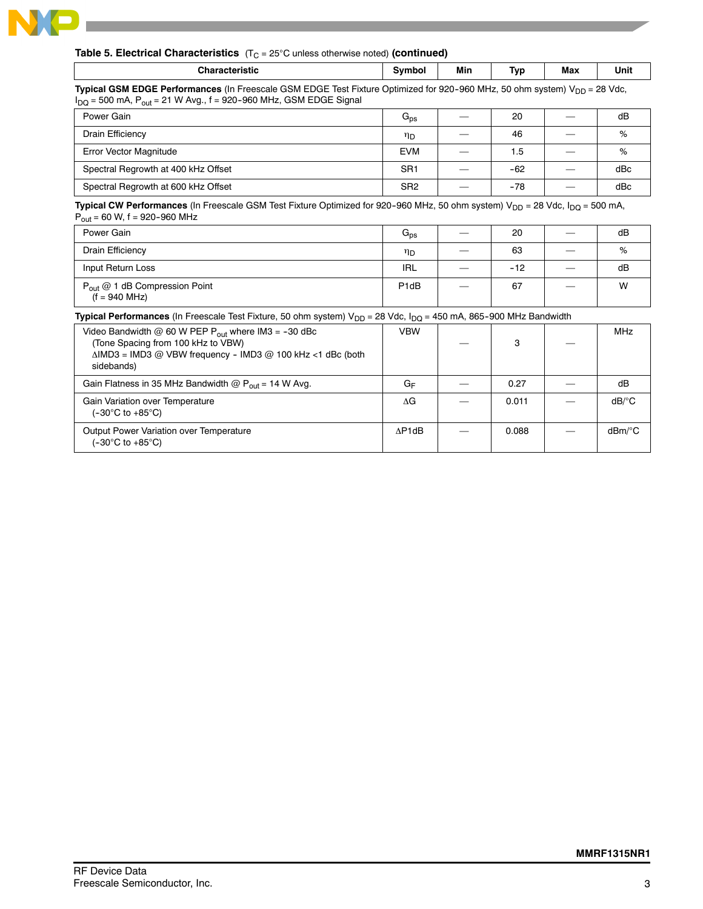**Table 5. Electrical Characteristics** ($T_C$ = 25°C unless otherwise noted) **(continued)**

| Characteristic | Symbol | Min | Typ | Max | Unit |
|---|---|---|---|---|---|
| **Typical GSM EDGE Performances** (In Freescale GSM EDGE Test Fixture Optimized for 920-960 MHz, 50 ohm system) $V_{DD}$ = 28 Vdc, $I_{DQ}$ = 500 mA, $P_{out}$ = 21 W Avg., f = 920-960 MHz, GSM EDGE Signal | | | | | |
| Power Gain | $G_{ps}$ | — | 20 | — | dB |
| Drain Efficiency | $\eta_D$ | — | 46 | — | % |
| Error Vector Magnitude | EVM | — | 1.5 | — | % |
| Spectral Regrowth at 400 kHz Offset | SR1 | — | -62 | — | dBc |
| Spectral Regrowth at 600 kHz Offset | SR2 | — | -78 | — | dBc |
| **Typical CW Performances** (In Freescale GSM Test Fixture Optimized for 920-960 MHz, 50 ohm system) $V_{DD}$ = 28 Vdc, $I_{DQ}$ = 500 mA, $P_{out}$ = 60 W, f = 920-960 MHz | | | | | |
| Power Gain | $G_{ps}$ | — | 20 | — | dB |
| Drain Efficiency | $\eta_D$ | — | 63 | — | % |
| Input Return Loss | IRL | — | -12 | — | dB |
| $P_{out}$ @ 1 dB Compression Point (f = 940 MHz) | P1dB | — | 67 | — | W |
| **Typical Performances** (In Freescale Test Fixture, 50 ohm system) $V_{DD}$ = 28 Vdc, $I_{DQ}$ = 450 mA, 865-900 MHz Bandwidth | | | | | |
| Video Bandwidth @ 60 W PEP $P_{out}$ where IM3 = -30 dBc (Tone Spacing from 100 kHz to VBW) ΔIMD3 = IMD3 @ VBW frequency - IMD3 @ 100 kHz <1 dBc (both sidebands) | VBW | — | 3 | — | MHz |
| Gain Flatness in 35 MHz Bandwidth @ $P_{out}$ = 14 W Avg. | $G_F$ | — | 0.27 | — | dB |
| Gain Variation over Temperature (-30°C to +85°C) | ΔG | — | 0.011 | — | dB/°C |
| Output Power Variation over Temperature (-30°C to +85°C) | ΔP1dB | — | 0.088 | — | dBm/°C |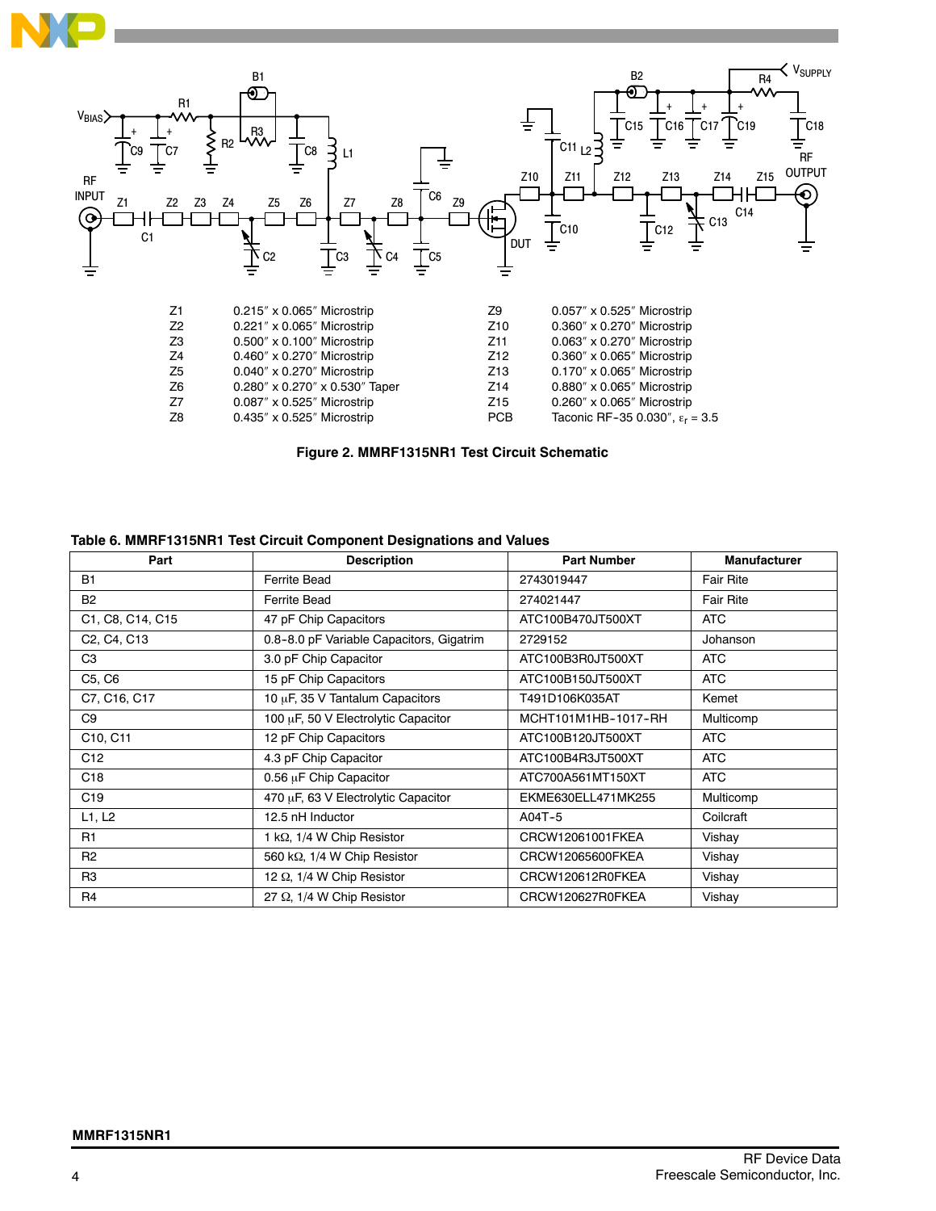| | | | |
|---|---|---|---|
| Z1 | 0.215″ x 0.065″ Microstrip | Z9 | 0.057″ x 0.525″ Microstrip |
| Z2 | 0.221″ x 0.065″ Microstrip | Z10 | 0.360″ x 0.270″ Microstrip |
| Z3 | 0.500″ x 0.100″ Microstrip | Z11 | 0.063″ x 0.270″ Microstrip |
| Z4 | 0.460″ x 0.270″ Microstrip | Z12 | 0.360″ x 0.065″ Microstrip |
| Z5 | 0.040″ x 0.270″ Microstrip | Z13 | 0.170″ x 0.065″ Microstrip |
| Z6 | 0.280″ x 0.270″ x 0.530″ Taper | Z14 | 0.880″ x 0.065″ Microstrip |
| Z7 | 0.087″ x 0.525″ Microstrip | Z15 | 0.260″ x 0.065″ Microstrip |
| Z8 | 0.435″ x 0.525″ Microstrip | PCB | Taconic RF-35 0.030″, $\varepsilon_r$ = 3.5 |

**Figure 2. MMRF1315NR1 Test Circuit Schematic**

**Table 6. MMRF1315NR1 Test Circuit Component Designations and Values**

| Part | Description | Part Number | Manufacturer |
|---|---|---|---|
| B1 | Ferrite Bead | 2743019447 | Fair Rite |
| B2 | Ferrite Bead | 274021447 | Fair Rite |
| C1, C8, C14, C15 | 47 pF Chip Capacitors | ATC100B470JT500XT | ATC |
| C2, C4, C13 | 0.8-8.0 pF Variable Capacitors, Gigatrim | 2729152 | Johanson |
| C3 | 3.0 pF Chip Capacitor | ATC100B3R0JT500XT | ATC |
| C5, C6 | 15 pF Chip Capacitors | ATC100B150JT500XT | ATC |
| C7, C16, C17 | 10 μF, 35 V Tantalum Capacitors | T491D106K035AT | Kemet |
| C9 | 100 μF, 50 V Electrolytic Capacitor | MCHT101M1HB-1017-RH | Multicomp |
| C10, C11 | 12 pF Chip Capacitors | ATC100B120JT500XT | ATC |
| C12 | 4.3 pF Chip Capacitor | ATC100B4R3JT500XT | ATC |
| C18 | 0.56 μF Chip Capacitor | ATC700A561MT150XT | ATC |
| C19 | 470 μF, 63 V Electrolytic Capacitor | EKME630ELL471MK255 | Multicomp |
| L1, L2 | 12.5 nH Inductor | A04T-5 | Coilcraft |
| R1 | 1 kΩ, 1/4 W Chip Resistor | CRCW12061001FKEA | Vishay |
| R2 | 560 kΩ, 1/4 W Chip Resistor | CRCW12065600FKEA | Vishay |
| R3 | 12 Ω, 1/4 W Chip Resistor | CRCW120612R0FKEA | Vishay |
| R4 | 27 Ω, 1/4 W Chip Resistor | CRCW120627R0FKEA | Vishay |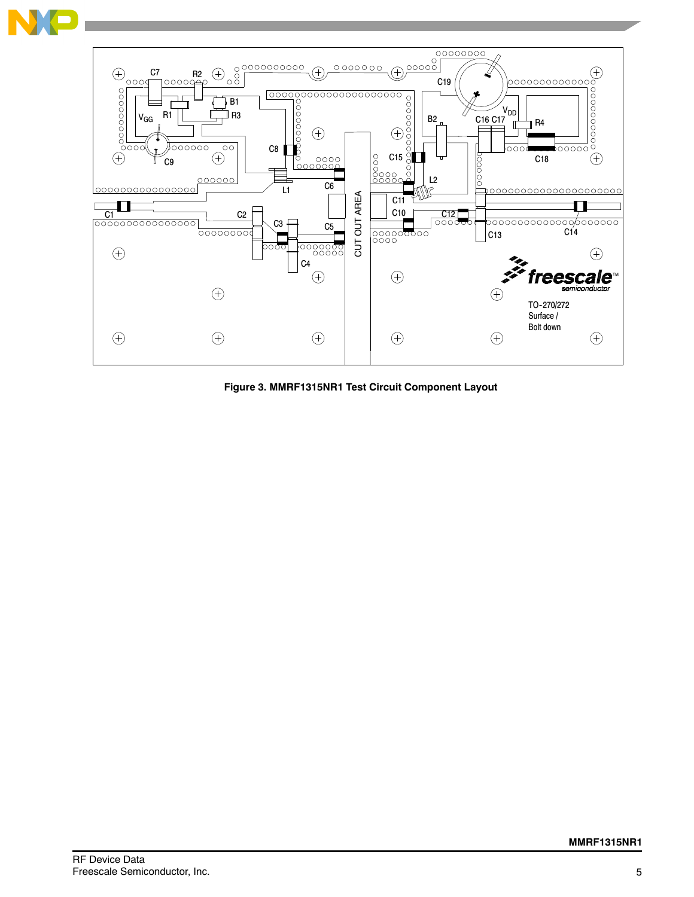Figure 3. MMRF1315NR1 Test Circuit Component Layout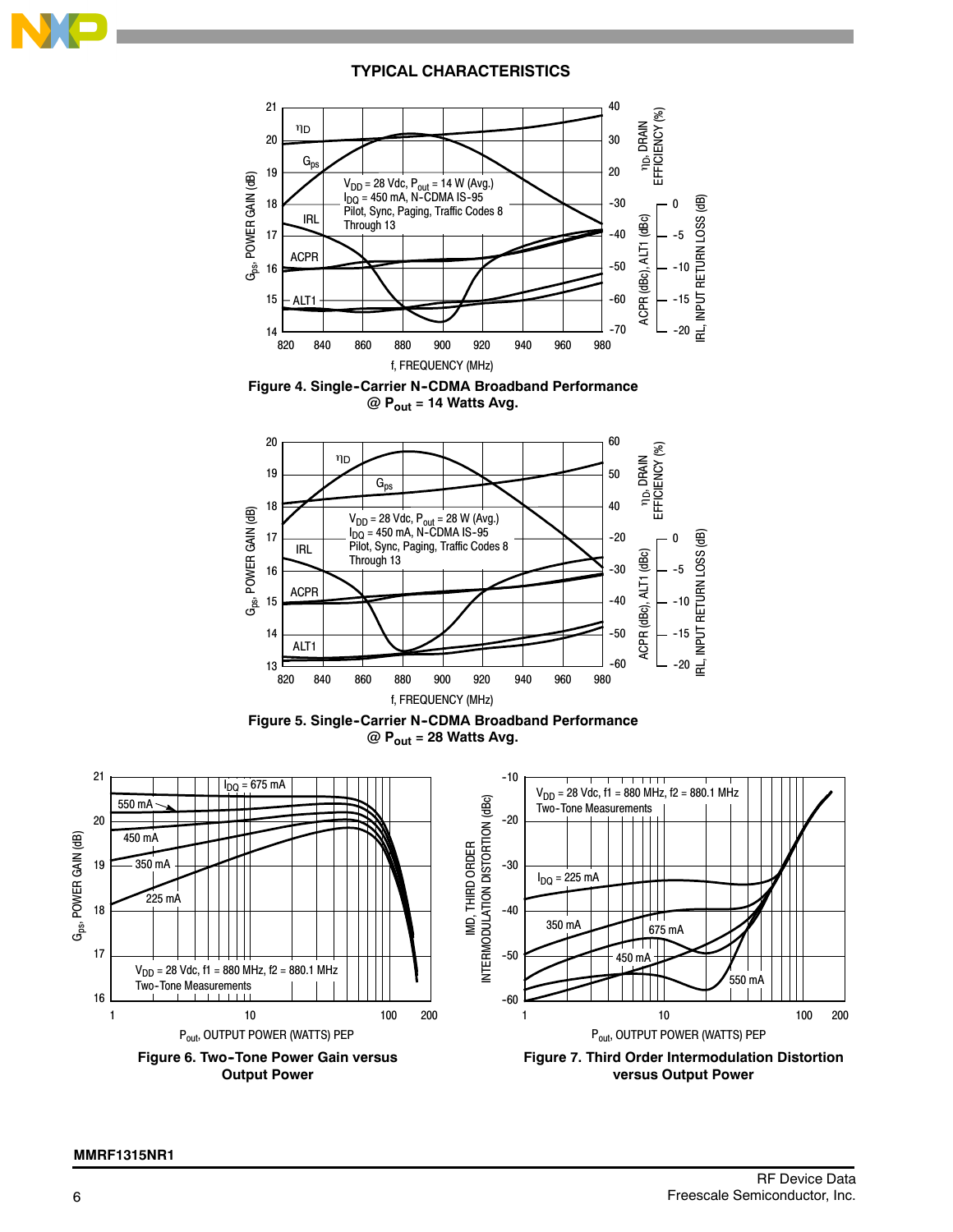## TYPICAL CHARACTERISTICS

Figure 4. Single-Carrier N-CDMA Broadband Performance @ $P_{out}$ = 14 Watts Avg.

Figure 5. Single-Carrier N-CDMA Broadband Performance @ $P_{out}$ = 28 Watts Avg.

Figure 6. Two-Tone Power Gain versus Output Power

Figure 7. Third Order Intermodulation Distortion versus Output Power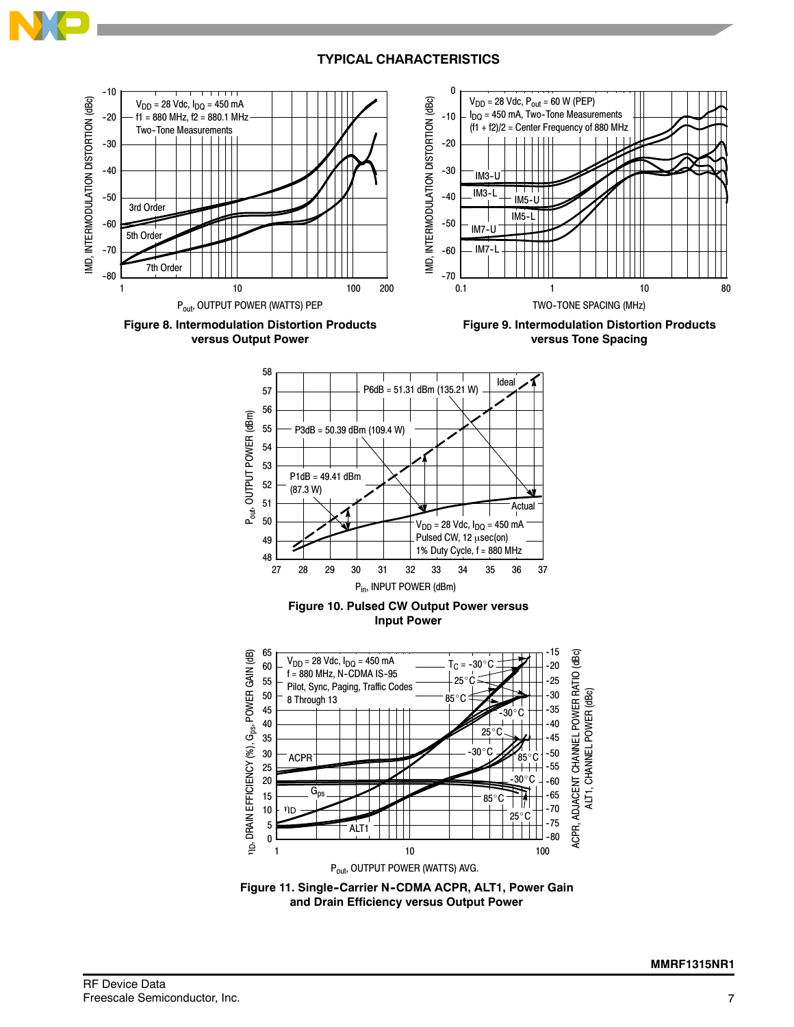## TYPICAL CHARACTERISTICS

Figure 8. Intermodulation Distortion Products versus Output Power

Figure 9. Intermodulation Distortion Products versus Tone Spacing

Figure 10. Pulsed CW Output Power versus Input Power

Figure 11. Single-Carrier N-CDMA ACPR, ALT1, Power Gain and Drain Efficiency versus Output Power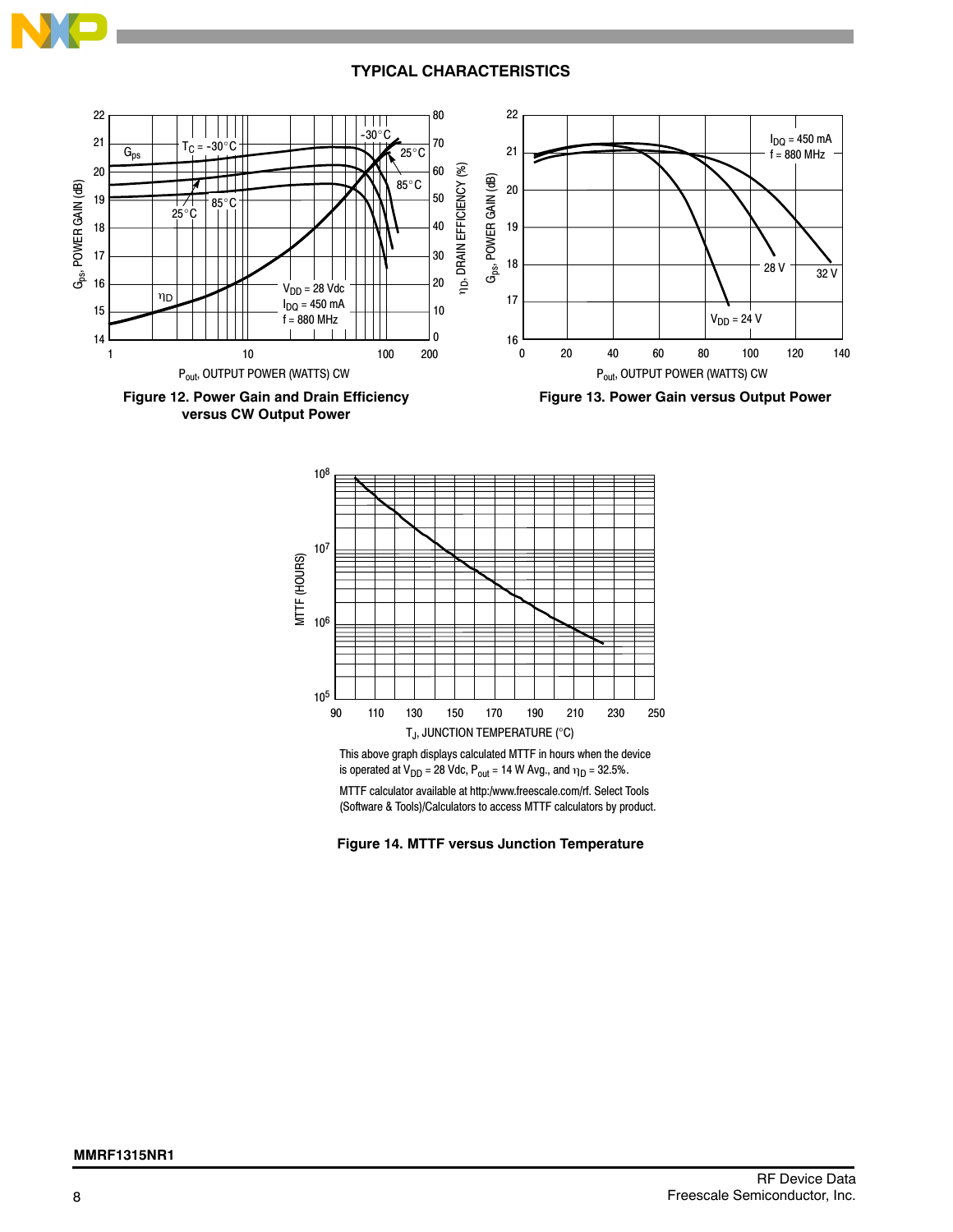## TYPICAL CHARACTERISTICS

Figure 12. Power Gain and Drain Efficiency versus CW Output Power

Figure 13. Power Gain versus Output Power

This above graph displays calculated MTTF in hours when the device is operated at $V_{DD}$ = 28 Vdc, $P_{out}$ = 14 W Avg., and $\eta_D$ = 32.5%.

MTTF calculator available at http:/www.freescale.com/rf. Select Tools (Software & Tools)/Calculators to access MTTF calculators by product.

Figure 14. MTTF versus Junction Temperature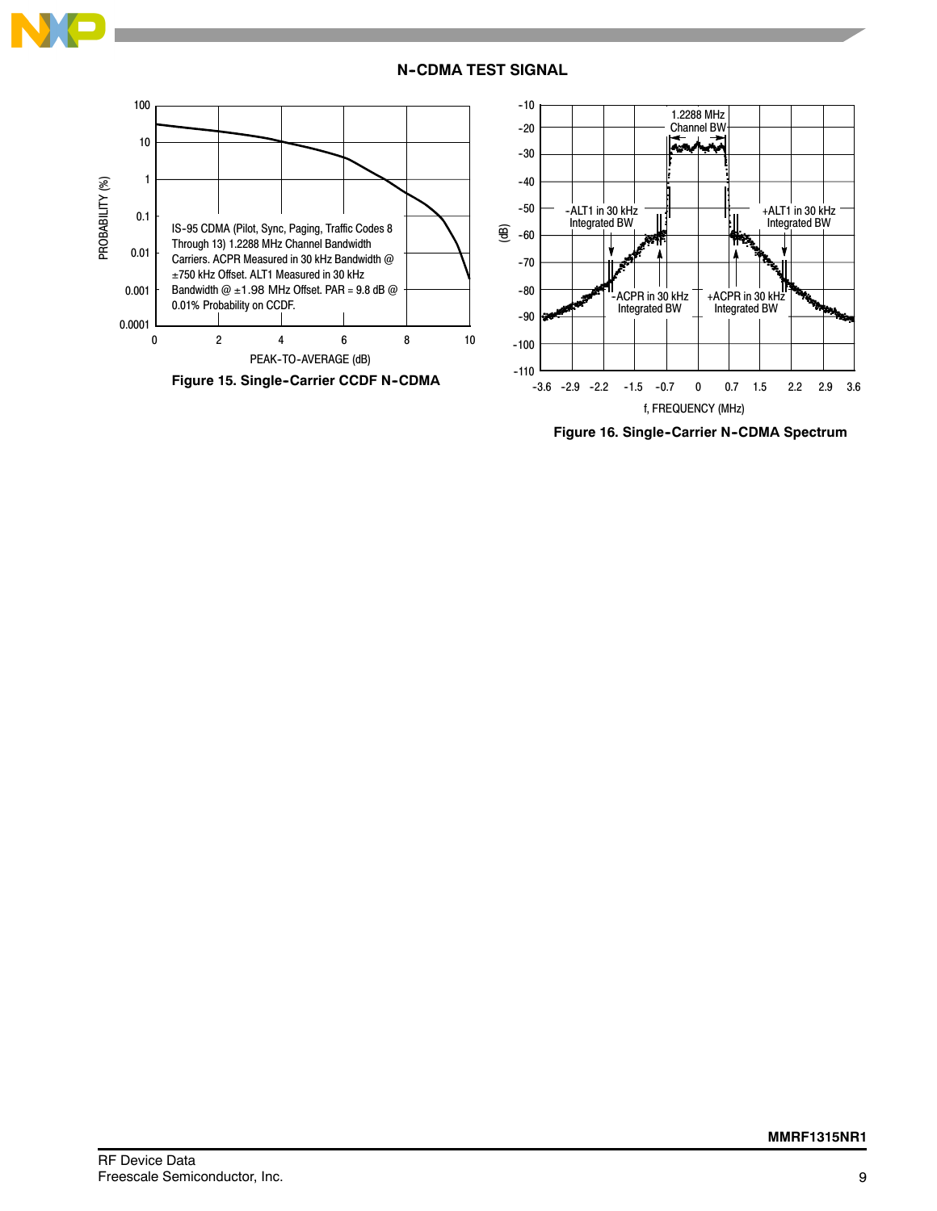## N-CDMA TEST SIGNAL

IS-95 CDMA (Pilot, Sync, Paging, Traffic Codes 8 Through 13) 1.2288 MHz Channel Bandwidth Carriers. ACPR Measured in 30 kHz Bandwidth @ ±750 kHz Offset. ALT1 Measured in 30 kHz Bandwidth @ ±1.98 MHz Offset. PAR = 9.8 dB @ 0.01% Probability on CCDF.

**Figure 15. Single-Carrier CCDF N-CDMA**

**Figure 16. Single-Carrier N-CDMA Spectrum**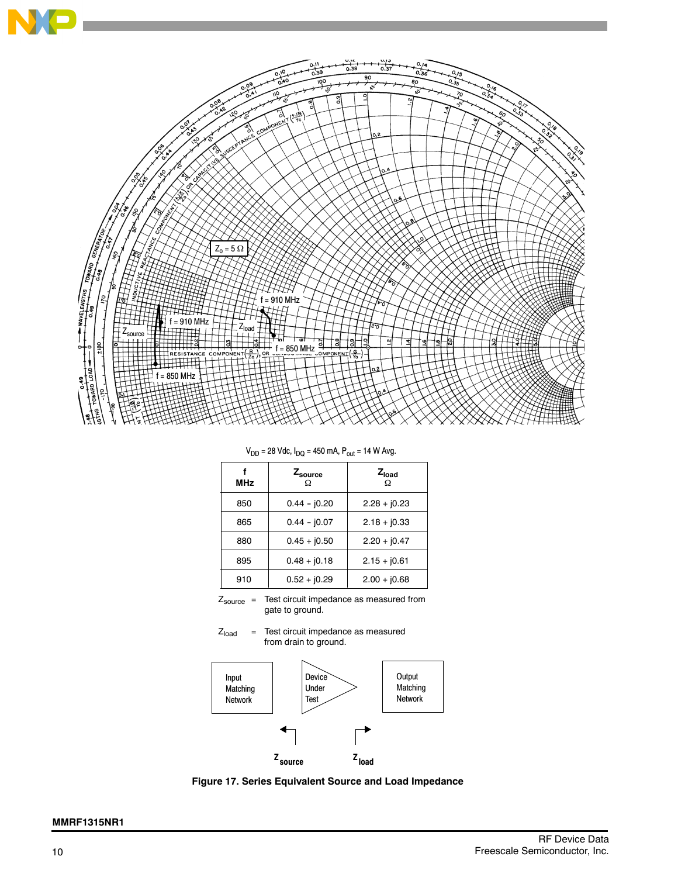$V_{DD}$ = 28 Vdc, $I_{DQ}$ = 450 mA, $P_{out}$ = 14 W Avg.

| f MHz | $Z_{source}$ Ω | $Z_{load}$ Ω |
|---|---|---|
| 850 | 0.44 - j0.20 | 2.28 + j0.23 |
| 865 | 0.44 - j0.07 | 2.18 + j0.33 |
| 880 | 0.45 + j0.50 | 2.20 + j0.47 |
| 895 | 0.48 + j0.18 | 2.15 + j0.61 |
| 910 | 0.52 + j0.29 | 2.00 + j0.68 |

$Z_{source}$ = Test circuit impedance as measured from gate to ground.

$Z_{load}$ = Test circuit impedance as measured from drain to ground.

**Figure 17. Series Equivalent Source and Load Impedance**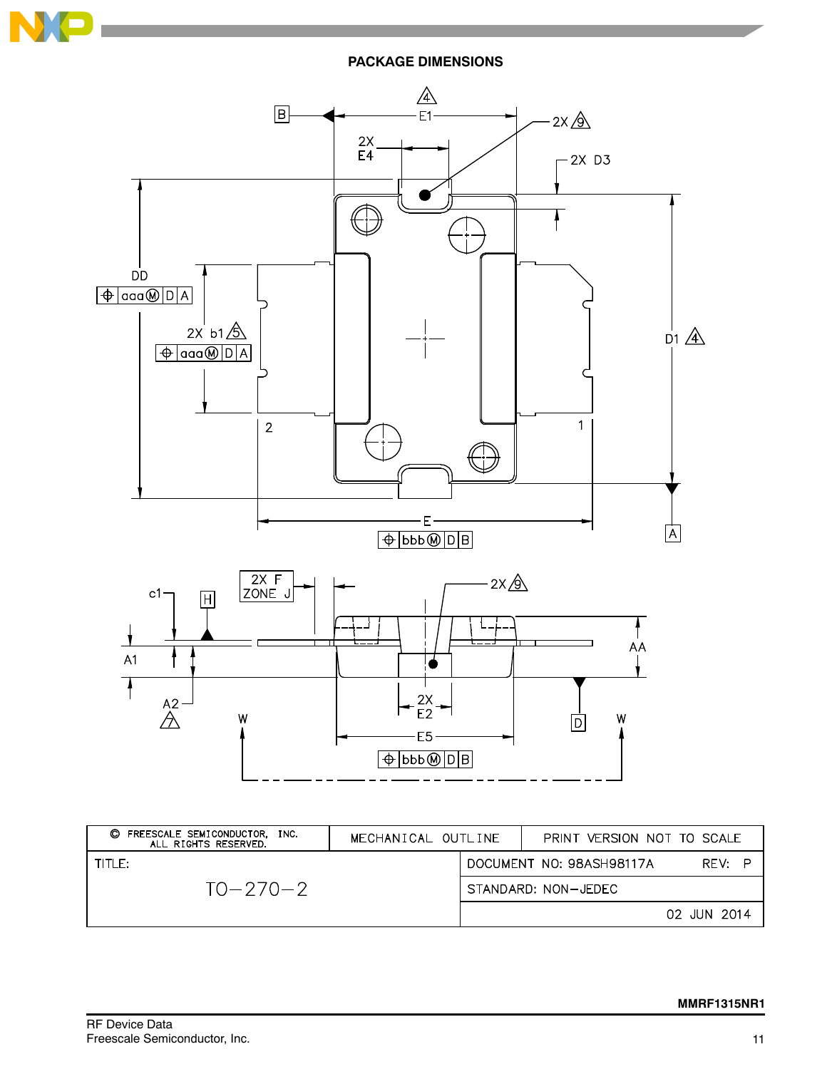## PACKAGE DIMENSIONS

B — E1 (4) — 2X E4 — 2X (9) — 2X D3

DD — ⌖ aaa Ⓜ D A

2X b1 (5) — ⌖ aaa Ⓜ D A

D1 (4)

2 — 1

E — ⌖ bbb Ⓜ D B

A

c1 — H — 2X F ZONE J — 2X (9)

A1 — AA

A2 (7) — 2X E2 — D

W — E5 — W

⌖ bbb Ⓜ D B

| © FREESCALE SEMICONDUCTOR, INC. ALL RIGHTS RESERVED. | MECHANICAL OUTLINE | PRINT VERSION NOT TO SCALE |
|---|---|---|
| TITLE: TO–270–2 | DOCUMENT NO: 98ASH98117A | REV: P |
| | STANDARD: NON–JEDEC | |
| | | 02 JUN 2014 |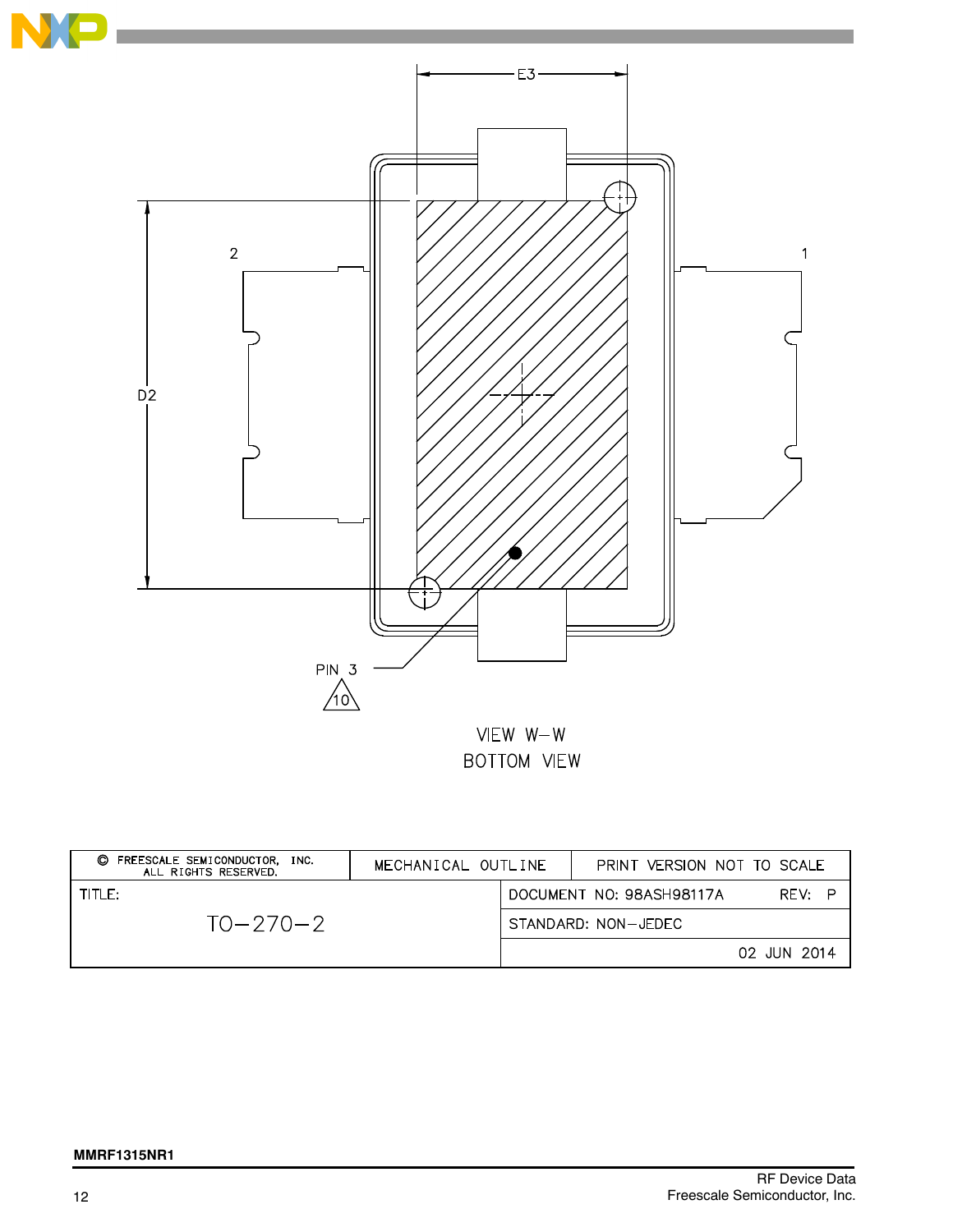E3

2

1

D2

PIN 3

10

VIEW W–W
BOTTOM VIEW

| © FREESCALE SEMICONDUCTOR, INC. ALL RIGHTS RESERVED. | MECHANICAL OUTLINE | PRINT VERSION NOT TO SCALE |
|---|---|---|
| TITLE: TO–270–2 | DOCUMENT NO: 98ASH98117A | REV: P |
| | STANDARD: NON–JEDEC | |
| | | 02 JUN 2014 |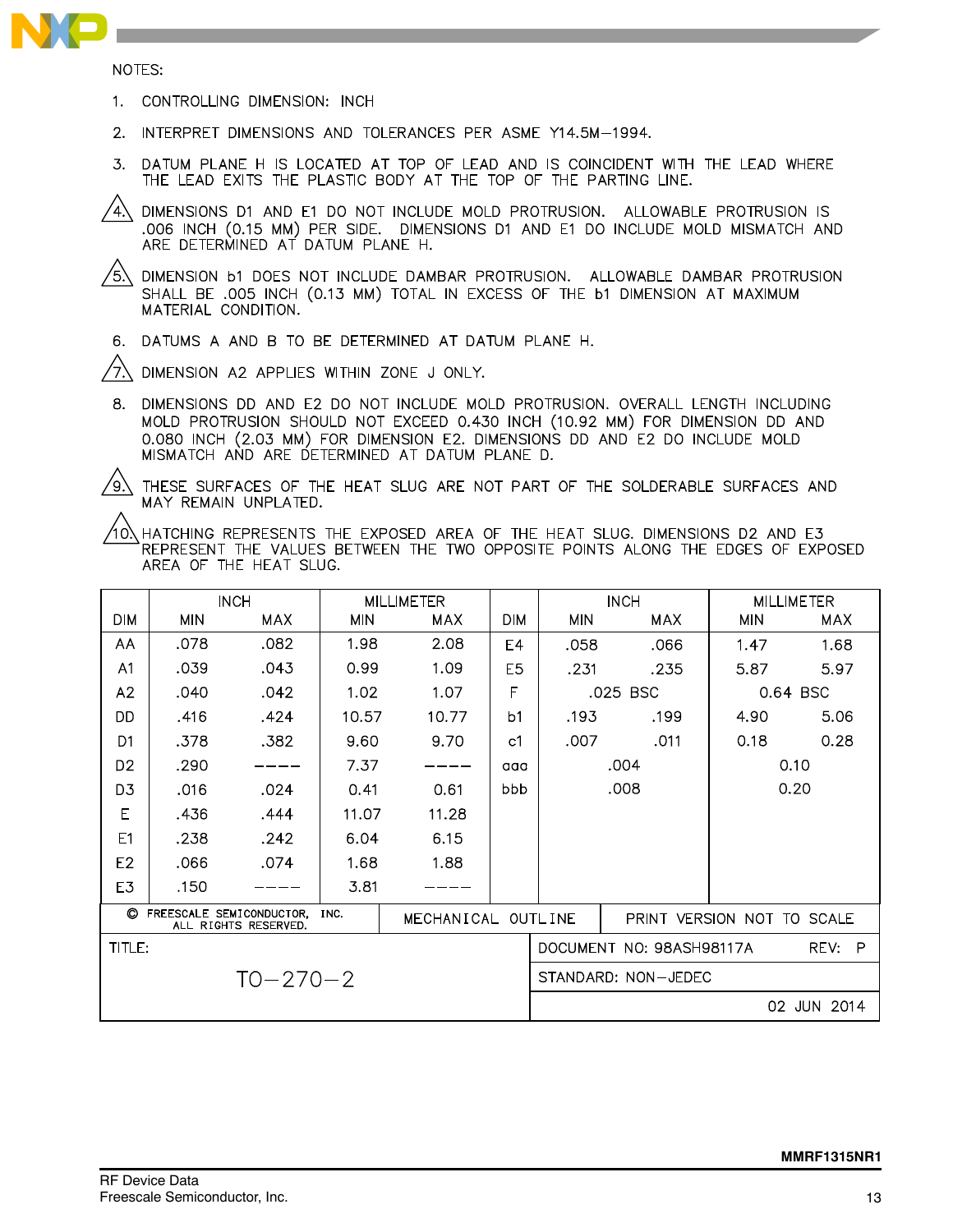NOTES:

1. CONTROLLING DIMENSION: INCH
2. INTERPRET DIMENSIONS AND TOLERANCES PER ASME Y14.5M–1994.
3. DATUM PLANE H IS LOCATED AT TOP OF LEAD AND IS COINCIDENT WITH THE LEAD WHERE THE LEAD EXITS THE PLASTIC BODY AT THE TOP OF THE PARTING LINE.
4. DIMENSIONS D1 AND E1 DO NOT INCLUDE MOLD PROTRUSION. ALLOWABLE PROTRUSION IS .006 INCH (0.15 MM) PER SIDE. DIMENSIONS D1 AND E1 DO INCLUDE MOLD MISMATCH AND ARE DETERMINED AT DATUM PLANE H.
5. DIMENSION b1 DOES NOT INCLUDE DAMBAR PROTRUSION. ALLOWABLE DAMBAR PROTRUSION SHALL BE .005 INCH (0.13 MM) TOTAL IN EXCESS OF THE b1 DIMENSION AT MAXIMUM MATERIAL CONDITION.
6. DATUMS A AND B TO BE DETERMINED AT DATUM PLANE H.
7. DIMENSION A2 APPLIES WITHIN ZONE J ONLY.
8. DIMENSIONS DD AND E2 DO NOT INCLUDE MOLD PROTRUSION. OVERALL LENGTH INCLUDING MOLD PROTRUSION SHOULD NOT EXCEED 0.430 INCH (10.92 MM) FOR DIMENSION DD AND 0.080 INCH (2.03 MM) FOR DIMENSION E2. DIMENSIONS DD AND E2 DO INCLUDE MOLD MISMATCH AND ARE DETERMINED AT DATUM PLANE D.
9. THESE SURFACES OF THE HEAT SLUG ARE NOT PART OF THE SOLDERABLE SURFACES AND MAY REMAIN UNPLATED.
10. HATCHING REPRESENTS THE EXPOSED AREA OF THE HEAT SLUG. DIMENSIONS D2 AND E3 REPRESENT THE VALUES BETWEEN THE TWO OPPOSITE POINTS ALONG THE EDGES OF EXPOSED AREA OF THE HEAT SLUG.

| DIM | INCH MIN | INCH MAX | MILLIMETER MIN | MILLIMETER MAX | DIM | INCH MIN | INCH MAX | MILLIMETER MIN | MILLIMETER MAX |
|---|---|---|---|---|---|---|---|---|---|
| AA | .078 | .082 | 1.98 | 2.08 | E4 | .058 | .066 | 1.47 | 1.68 |
| A1 | .039 | .043 | 0.99 | 1.09 | E5 | .231 | .235 | 5.87 | 5.97 |
| A2 | .040 | .042 | 1.02 | 1.07 | F | .025 BSC | | 0.64 BSC | |
| DD | .416 | .424 | 10.57 | 10.77 | b1 | .193 | .199 | 4.90 | 5.06 |
| D1 | .378 | .382 | 9.60 | 9.70 | c1 | .007 | .011 | 0.18 | 0.28 |
| D2 | .290 | ---- | 7.37 | ---- | aaa | .004 | | 0.10 | |
| D3 | .016 | .024 | 0.41 | 0.61 | bbb | .008 | | 0.20 | |
| E | .436 | .444 | 11.07 | 11.28 | | | | | |
| E1 | .238 | .242 | 6.04 | 6.15 | | | | | |
| E2 | .066 | .074 | 1.68 | 1.88 | | | | | |
| E3 | .150 | ---- | 3.81 | ---- | | | | | |

| © FREESCALE SEMICONDUCTOR, INC. ALL RIGHTS RESERVED. | MECHANICAL OUTLINE | PRINT VERSION NOT TO SCALE |
|---|---|---|
| TITLE: TO–270–2 | DOCUMENT NO: 98ASH98117A | REV: P |
| | STANDARD: NON–JEDEC | |
| | | 02 JUN 2014 |

MMRF1315NR1

RF Device Data
Freescale Semiconductor, Inc.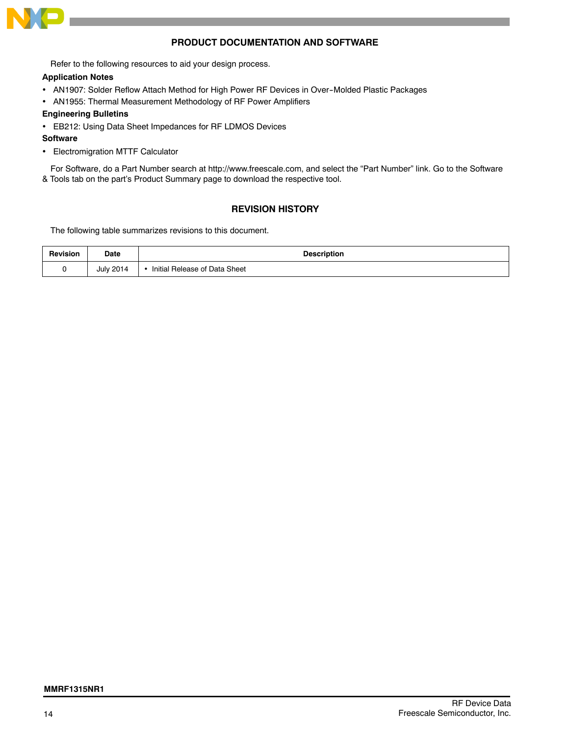## PRODUCT DOCUMENTATION AND SOFTWARE

Refer to the following resources to aid your design process.

**Application Notes**

- AN1907: Solder Reflow Attach Method for High Power RF Devices in Over-Molded Plastic Packages
- AN1955: Thermal Measurement Methodology of RF Power Amplifiers

**Engineering Bulletins**

- EB212: Using Data Sheet Impedances for RF LDMOS Devices

**Software**

- Electromigration MTTF Calculator

For Software, do a Part Number search at http://www.freescale.com, and select the "Part Number" link. Go to the Software & Tools tab on the part's Product Summary page to download the respective tool.

## REVISION HISTORY

The following table summarizes revisions to this document.

| Revision | Date | Description |
|---|---|---|
| 0 | July 2014 | • Initial Release of Data Sheet |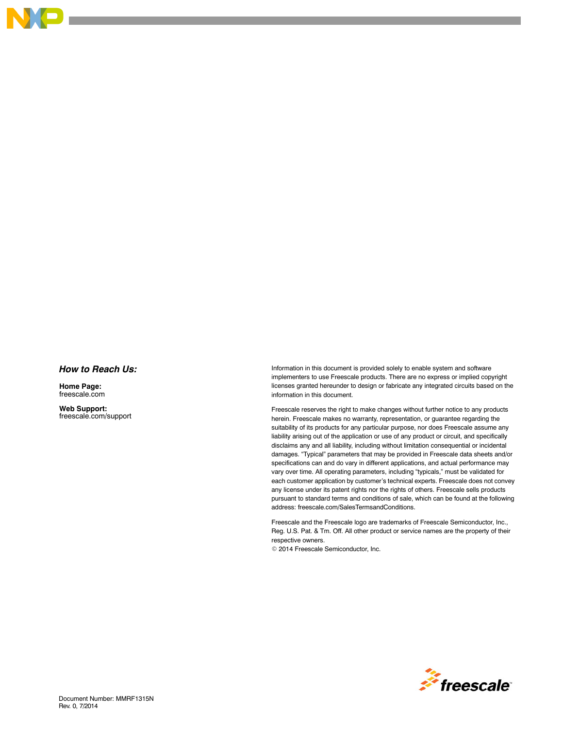### *How to Reach Us:*

**Home Page:**
freescale.com

**Web Support:**
freescale.com/support

Information in this document is provided solely to enable system and software implementers to use Freescale products. There are no express or implied copyright licenses granted hereunder to design or fabricate any integrated circuits based on the information in this document.

Freescale reserves the right to make changes without further notice to any products herein. Freescale makes no warranty, representation, or guarantee regarding the suitability of its products for any particular purpose, nor does Freescale assume any liability arising out of the application or use of any product or circuit, and specifically disclaims any and all liability, including without limitation consequential or incidental damages. "Typical" parameters that may be provided in Freescale data sheets and/or specifications can and do vary in different applications, and actual performance may vary over time. All operating parameters, including "typicals," must be validated for each customer application by customer's technical experts. Freescale does not convey any license under its patent rights nor the rights of others. Freescale sells products pursuant to standard terms and conditions of sale, which can be found at the following address: freescale.com/SalesTermsandConditions.

Freescale and the Freescale logo are trademarks of Freescale Semiconductor, Inc., Reg. U.S. Pat. & Tm. Off. All other product or service names are the property of their respective owners.
© 2014 Freescale Semiconductor, Inc.

Document Number: MMRF1315N
Rev. 0, 7/2014